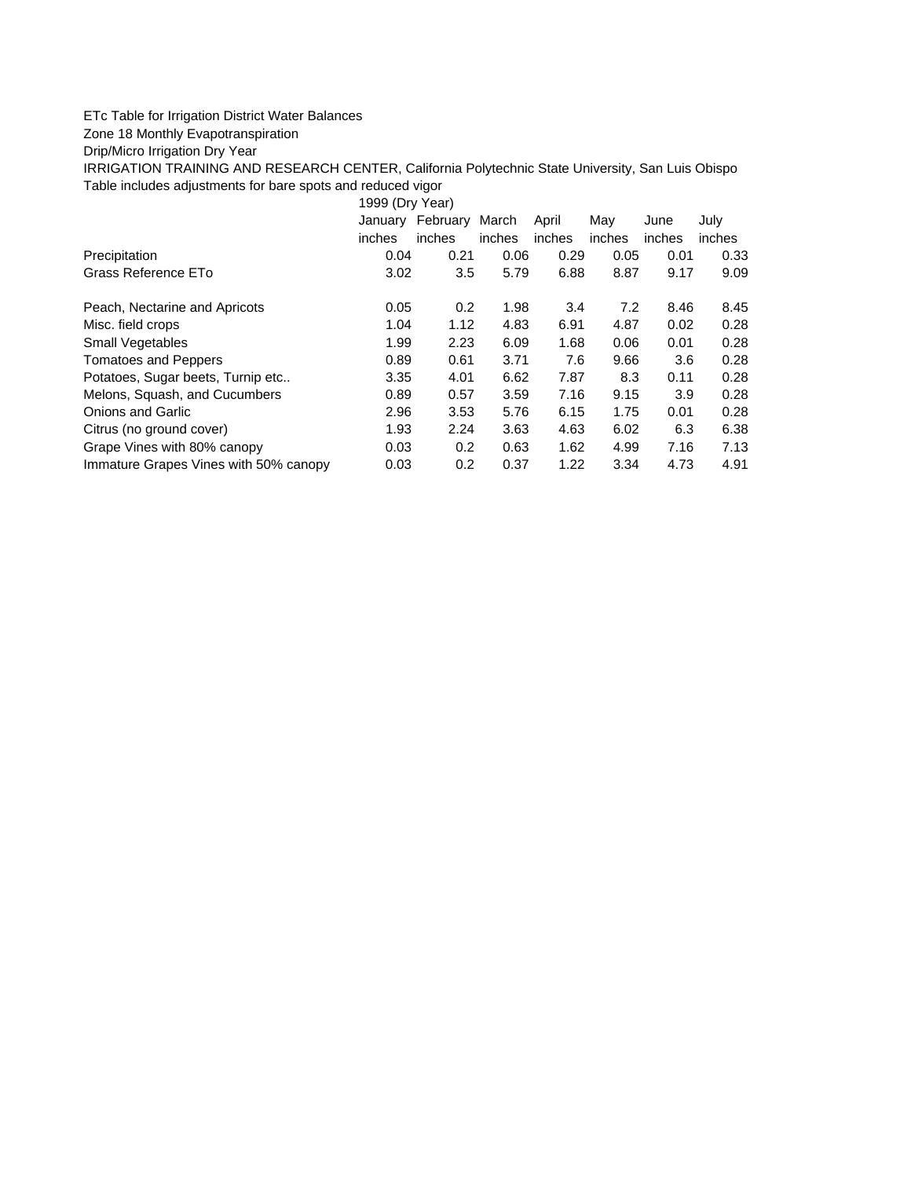ETc Table for Irrigation District Water Balances

Zone 18 Monthly Evapotranspiration

Drip/Micro Irrigation Dry Year

IRRIGATION TRAINING AND RESEARCH CENTER, California Polytechnic State University, San Luis Obispo

Table includes adjustments for bare spots and reduced vigor

| | 1999 (Dry Year) | | | | | | |
|---|---|---|---|---|---|---|---|
| | January | February | March | April | May | June | July |
| | inches | inches | inches | inches | inches | inches | inches |
| Precipitation | 0.04 | 0.21 | 0.06 | 0.29 | 0.05 | 0.01 | 0.33 |
| Grass Reference ETo | 3.02 | 3.5 | 5.79 | 6.88 | 8.87 | 9.17 | 9.09 |
| | | | | | | | |
| Peach, Nectarine and Apricots | 0.05 | 0.2 | 1.98 | 3.4 | 7.2 | 8.46 | 8.45 |
| Misc. field crops | 1.04 | 1.12 | 4.83 | 6.91 | 4.87 | 0.02 | 0.28 |
| Small Vegetables | 1.99 | 2.23 | 6.09 | 1.68 | 0.06 | 0.01 | 0.28 |
| Tomatoes and Peppers | 0.89 | 0.61 | 3.71 | 7.6 | 9.66 | 3.6 | 0.28 |
| Potatoes, Sugar beets, Turnip etc.. | 3.35 | 4.01 | 6.62 | 7.87 | 8.3 | 0.11 | 0.28 |
| Melons, Squash, and Cucumbers | 0.89 | 0.57 | 3.59 | 7.16 | 9.15 | 3.9 | 0.28 |
| Onions and Garlic | 2.96 | 3.53 | 5.76 | 6.15 | 1.75 | 0.01 | 0.28 |
| Citrus (no ground cover) | 1.93 | 2.24 | 3.63 | 4.63 | 6.02 | 6.3 | 6.38 |
| Grape Vines with 80% canopy | 0.03 | 0.2 | 0.63 | 1.62 | 4.99 | 7.16 | 7.13 |
| Immature Grapes Vines with 50% canopy | 0.03 | 0.2 | 0.37 | 1.22 | 3.34 | 4.73 | 4.91 |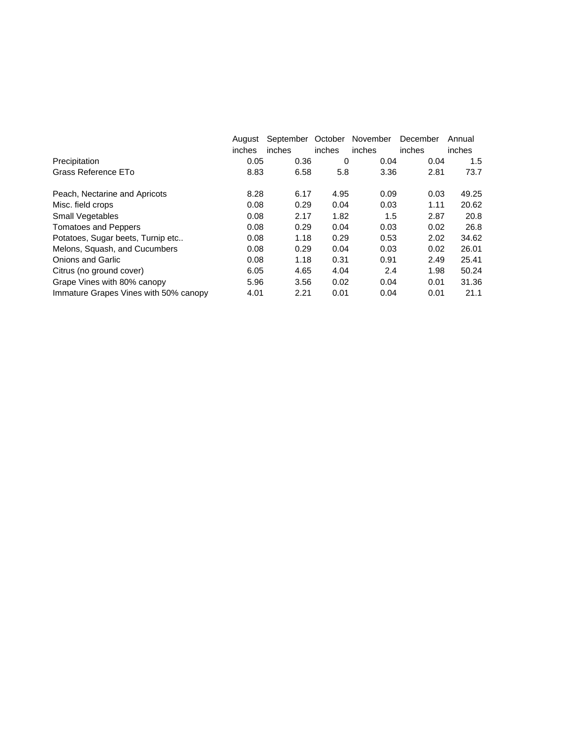| | August inches | September inches | October inches | November inches | December inches | Annual inches |
|---|---|---|---|---|---|---|
| Precipitation | 0.05 | 0.36 | 0 | 0.04 | 0.04 | 1.5 |
| Grass Reference ETo | 8.83 | 6.58 | 5.8 | 3.36 | 2.81 | 73.7 |
| | | | | | | |
| Peach, Nectarine and Apricots | 8.28 | 6.17 | 4.95 | 0.09 | 0.03 | 49.25 |
| Misc. field crops | 0.08 | 0.29 | 0.04 | 0.03 | 1.11 | 20.62 |
| Small Vegetables | 0.08 | 2.17 | 1.82 | 1.5 | 2.87 | 20.8 |
| Tomatoes and Peppers | 0.08 | 0.29 | 0.04 | 0.03 | 0.02 | 26.8 |
| Potatoes, Sugar beets, Turnip etc.. | 0.08 | 1.18 | 0.29 | 0.53 | 2.02 | 34.62 |
| Melons, Squash, and Cucumbers | 0.08 | 0.29 | 0.04 | 0.03 | 0.02 | 26.01 |
| Onions and Garlic | 0.08 | 1.18 | 0.31 | 0.91 | 2.49 | 25.41 |
| Citrus (no ground cover) | 6.05 | 4.65 | 4.04 | 2.4 | 1.98 | 50.24 |
| Grape Vines with 80% canopy | 5.96 | 3.56 | 0.02 | 0.04 | 0.01 | 31.36 |
| Immature Grapes Vines with 50% canopy | 4.01 | 2.21 | 0.01 | 0.04 | 0.01 | 21.1 |